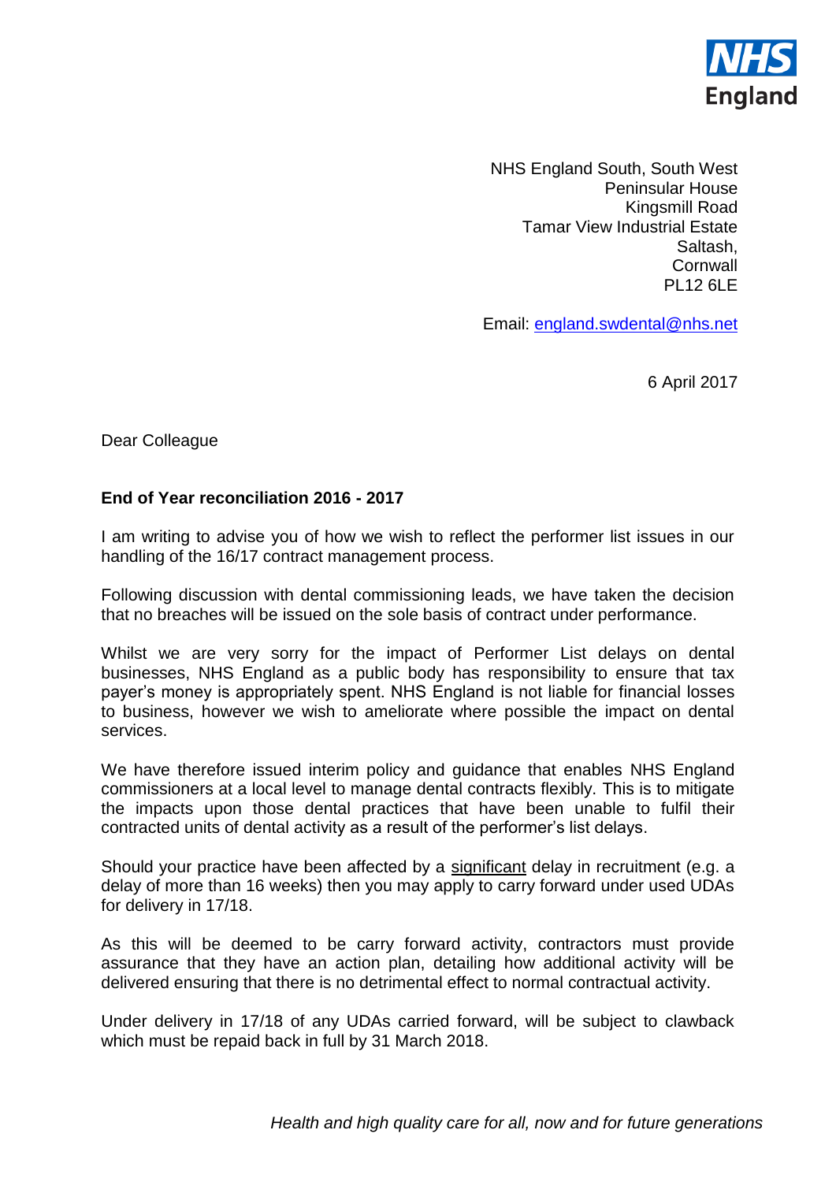NHS England South, South West
Peninsular House
Kingsmill Road
Tamar View Industrial Estate
Saltash,
Cornwall
PL12 6LE

Email: england.swdental@nhs.net

6 April 2017

Dear Colleague

**End of Year reconciliation 2016 - 2017**

I am writing to advise you of how we wish to reflect the performer list issues in our handling of the 16/17 contract management process.

Following discussion with dental commissioning leads, we have taken the decision that no breaches will be issued on the sole basis of contract under performance.

Whilst we are very sorry for the impact of Performer List delays on dental businesses, NHS England as a public body has responsibility to ensure that tax payer's money is appropriately spent. NHS England is not liable for financial losses to business, however we wish to ameliorate where possible the impact on dental services.

We have therefore issued interim policy and guidance that enables NHS England commissioners at a local level to manage dental contracts flexibly. This is to mitigate the impacts upon those dental practices that have been unable to fulfil their contracted units of dental activity as a result of the performer's list delays.

Should your practice have been affected by a <u>significant</u> delay in recruitment (e.g. a delay of more than 16 weeks) then you may apply to carry forward under used UDAs for delivery in 17/18.

As this will be deemed to be carry forward activity, contractors must provide assurance that they have an action plan, detailing how additional activity will be delivered ensuring that there is no detrimental effect to normal contractual activity.

Under delivery in 17/18 of any UDAs carried forward, will be subject to clawback which must be repaid back in full by 31 March 2018.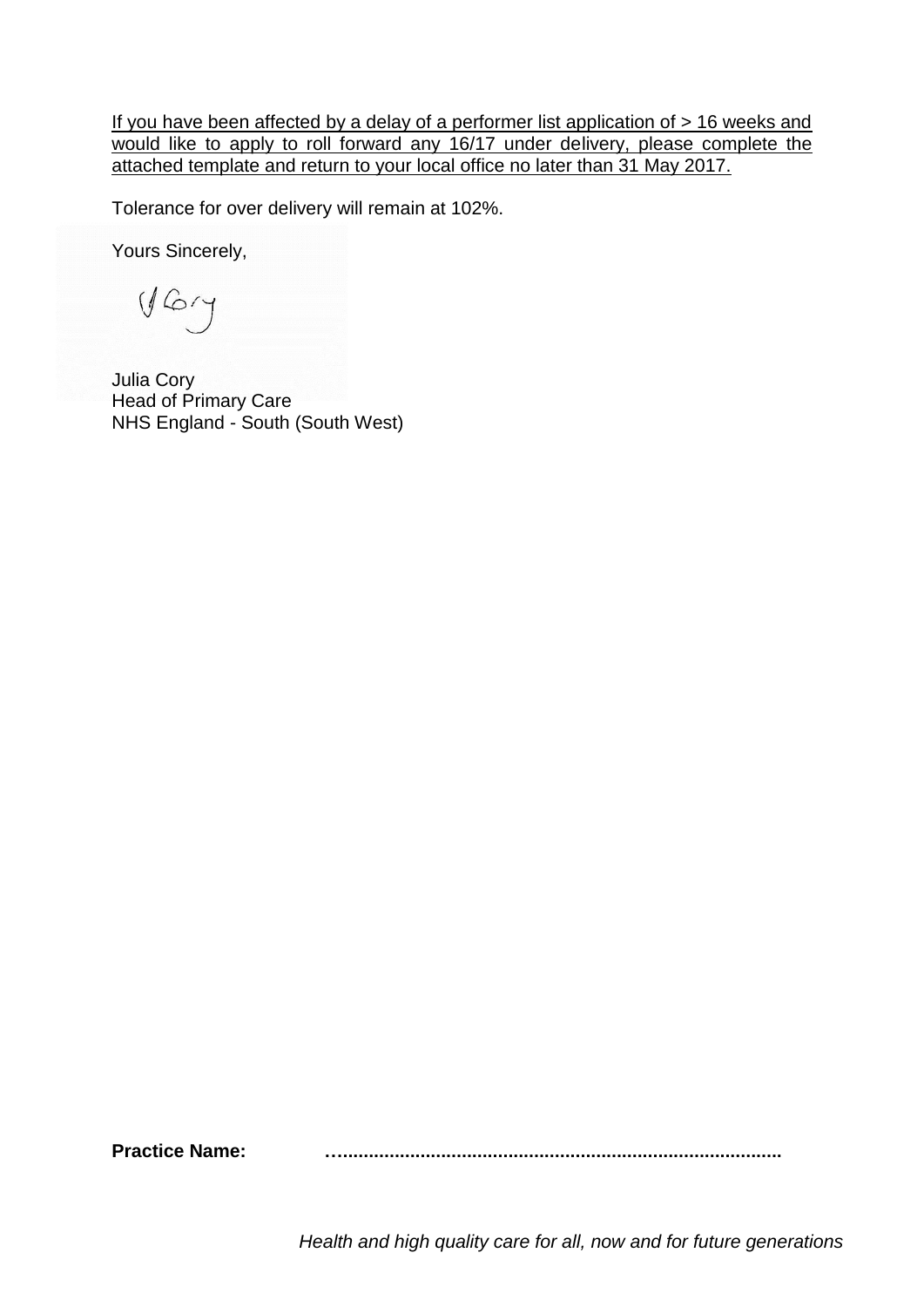<u>If you have been affected by a delay of a performer list application of > 16 weeks and would like to apply to roll forward any 16/17 under delivery, please complete the attached template and return to your local office no later than 31 May 2017.</u>

Tolerance for over delivery will remain at 102%.

Yours Sincerely,

Julia Cory
Head of Primary Care
NHS England - South (South West)

**Practice Name:** …......................................................................................

*Health and high quality care for all, now and for future generations*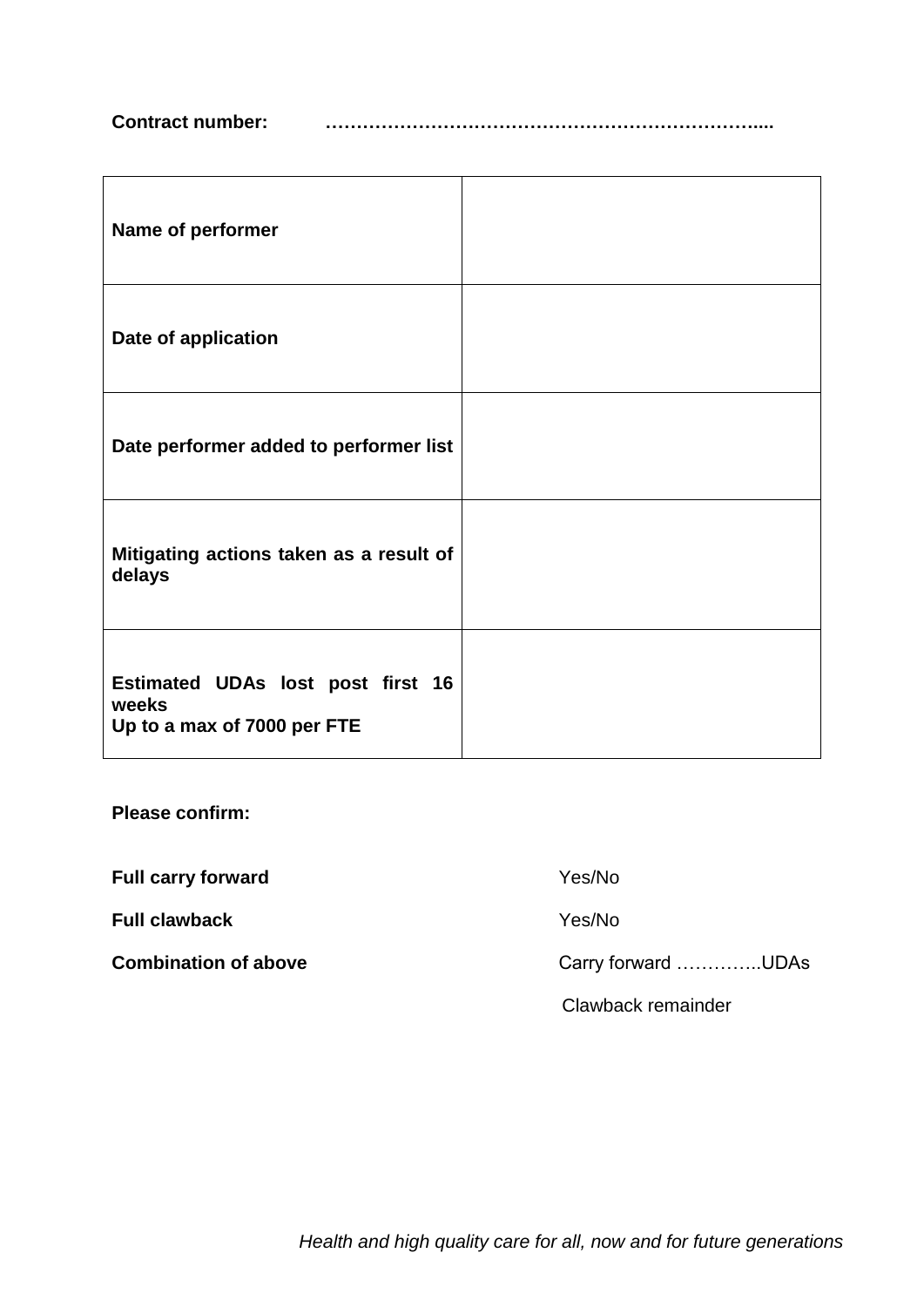**Contract number:** ……………………………………………………………....

| | |
|---|---|
| **Name of performer** | |
| **Date of application** | |
| **Date performer added to performer list** | |
| **Mitigating actions taken as a result of delays** | |
| **Estimated UDAs lost post first 16 weeks**<br>**Up to a max of 7000 per FTE** | |

**Please confirm:**

**Full carry forward** Yes/No

**Full clawback** Yes/No

**Combination of above** Carry forward …………..UDAs

Clawback remainder

*Health and high quality care for all, now and for future generations*